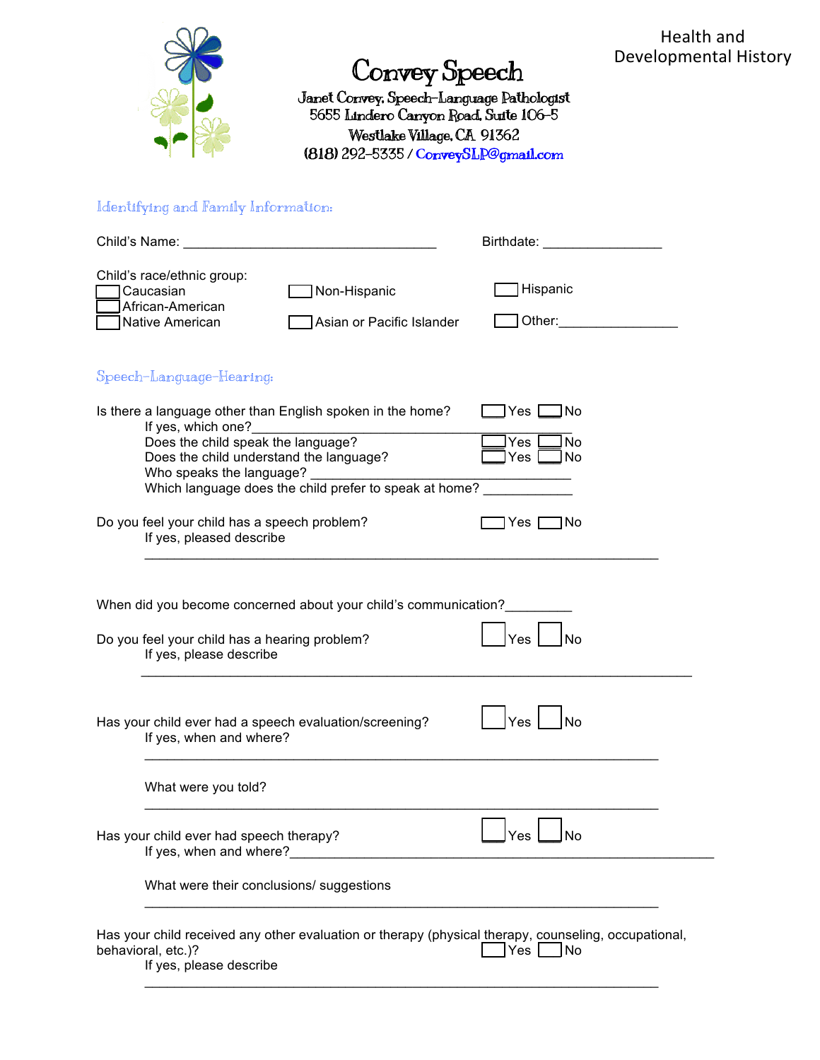# Convey Speech

Janet Convey, Speech-Language Pathologist
5655 Lindero Canyon Road, Suite 106-5
Westlake Village, CA 91362
(818) 292-5335 / ConveySLP@gmail.com

Health and Developmental History

## Identifying and Family Information:

Child's Name: ___________________________________ Birthdate: ________________

Child's race/ethnic group:

- ☐ Caucasian
- ☐ African-American
- ☐ Native American
- ☐ Non-Hispanic
- ☐ Asian or Pacific Islander
- ☐ Hispanic
- ☐ Other:________________

## Speech-Language-Hearing:

Is there a language other than English spoken in the home? ☐ Yes ☐ No

If yes, which one?_______________________________________

Does the child speak the language? ☐ Yes ☐ No

Does the child understand the language? ☐ Yes ☐ No

Who speaks the language? ___________________________________

Which language does the child prefer to speak at home? ____________

Do you feel your child has a speech problem? ☐ Yes ☐ No

If yes, pleased describe

_______________________________________________________________________

When did you become concerned about your child's communication?_________

Do you feel your child has a hearing problem? ☐ Yes ☐ No

If yes, please describe

_______________________________________________________________________

Has your child ever had a speech evaluation/screening? ☐ Yes ☐ No

If yes, when and where?

_______________________________________________________________________

What were you told?

_______________________________________________________________________

Has your child ever had speech therapy? ☐ Yes ☐ No

If yes, when and where?_________________________________________________________

What were their conclusions/ suggestions

_______________________________________________________________________

Has your child received any other evaluation or therapy (physical therapy, counseling, occupational, behavioral, etc.)? ☐ Yes ☐ No

If yes, please describe

_______________________________________________________________________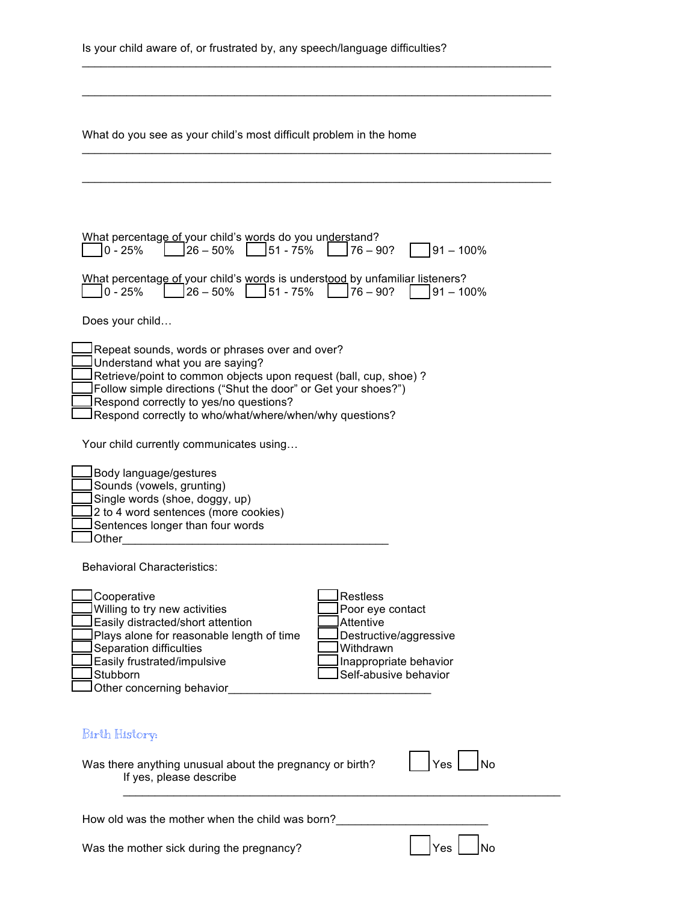Is your child aware of, or frustrated by, any speech/language difficulties?

______________________________________________________________________________

______________________________________________________________________________

What do you see as your child's most difficult problem in the home

______________________________________________________________________________

______________________________________________________________________________

What percentage of your child's words do you understand?

☐ 0 - 25% ☐ 26 – 50% ☐ 51 - 75% ☐ 76 – 90? ☐ 91 – 100%

What percentage of your child's words is understood by unfamiliar listeners?

☐ 0 - 25% ☐ 26 – 50% ☐ 51 - 75% ☐ 76 – 90? ☐ 91 – 100%

Does your child…

- ☐ Repeat sounds, words or phrases over and over?
- ☐ Understand what you are saying?
- ☐ Retrieve/point to common objects upon request (ball, cup, shoe) ?
- ☐ Follow simple directions ("Shut the door" or Get your shoes?")
- ☐ Respond correctly to yes/no questions?
- ☐ Respond correctly to who/what/where/when/why questions?

Your child currently communicates using…

- ☐ Body language/gestures
- ☐ Sounds (vowels, grunting)
- ☐ Single words (shoe, doggy, up)
- ☐ 2 to 4 word sentences (more cookies)
- ☐ Sentences longer than four words
- ☐ Other___________________________________________

Behavioral Characteristics:

- ☐ Cooperative
- ☐ Willing to try new activities
- ☐ Easily distracted/short attention
- ☐ Plays alone for reasonable length of time
- ☐ Separation difficulties
- ☐ Easily frustrated/impulsive
- ☐ Stubborn
- ☐ Restless
- ☐ Poor eye contact
- ☐ Attentive
- ☐ Destructive/aggressive
- ☐ Withdrawn
- ☐ Inappropriate behavior
- ☐ Self-abusive behavior
- ☐ Other concerning behavior________________________________

## Birth History:

Was there anything unusual about the pregnancy or birth? ☐ Yes ☐ No

If yes, please describe

______________________________________________________________________________

How old was the mother when the child was born?________________________

Was the mother sick during the pregnancy? ☐ Yes ☐ No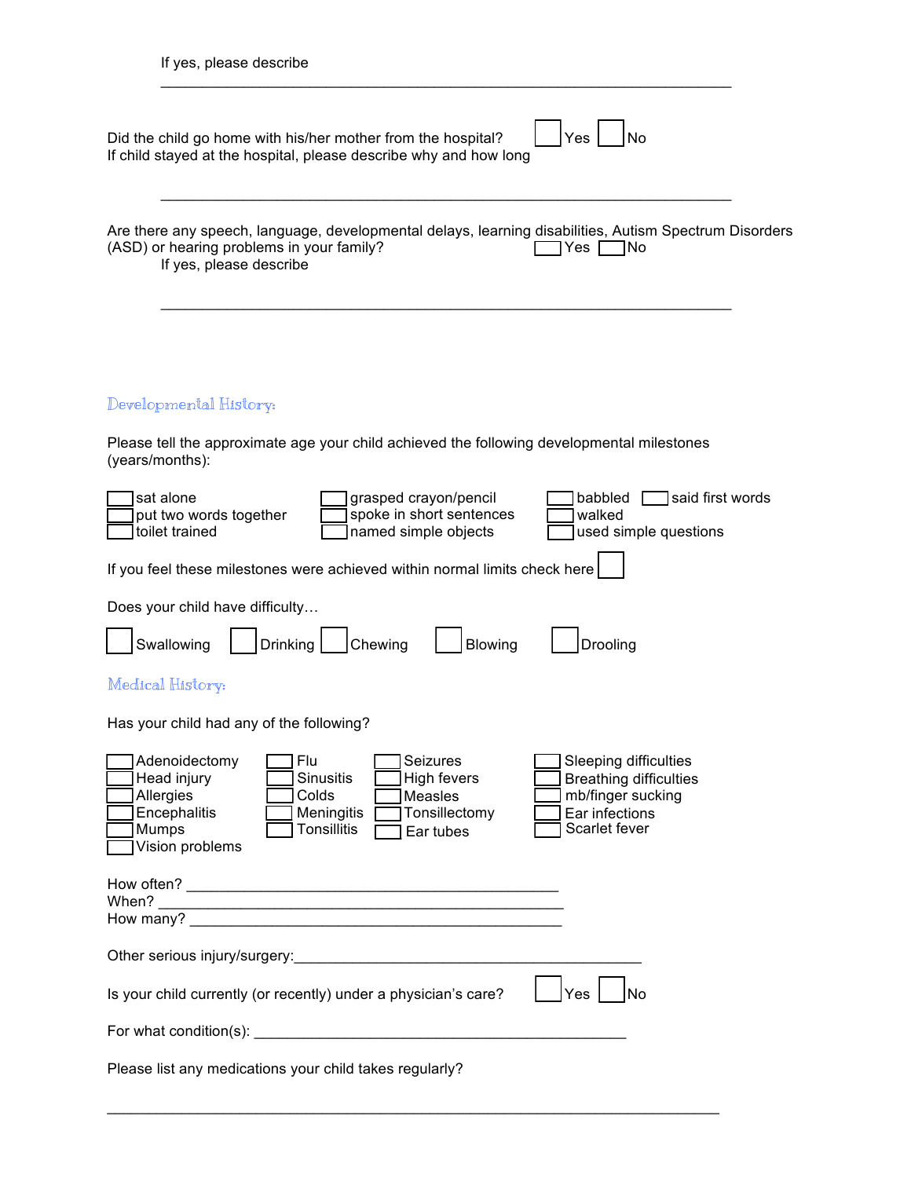If yes, please describe

_______________________________________________________________________

Did the child go home with his/her mother from the hospital? ☐ Yes ☐ No
If child stayed at the hospital, please describe why and how long

_______________________________________________________________________

Are there any speech, language, developmental delays, learning disabilities, Autism Spectrum Disorders (ASD) or hearing problems in your family? ☐ Yes ☐ No
If yes, please describe

_______________________________________________________________________

## Developmental History:

Please tell the approximate age your child achieved the following developmental milestones (years/months):

- ☐ sat alone
- ☐ put two words together
- ☐ toilet trained
- ☐ grasped crayon/pencil
- ☐ spoke in short sentences
- ☐ named simple objects
- ☐ babbled
- ☐ said first words
- ☐ walked
- ☐ used simple questions

If you feel these milestones were achieved within normal limits check here ☐

Does your child have difficulty…

☐ Swallowing ☐ Drinking ☐ Chewing ☐ Blowing ☐ Drooling

## Medical History:

Has your child had any of the following?

- ☐ Adenoidectomy
- ☐ Head injury
- ☐ Allergies
- ☐ Encephalitis
- ☐ Mumps
- ☐ Vision problems
- ☐ Flu
- ☐ Sinusitis
- ☐ Colds
- ☐ Meningitis
- ☐ Tonsillitis
- ☐ Seizures
- ☐ High fevers
- ☐ Measles
- ☐ Tonsillectomy
- ☐ Ear tubes
- ☐ Sleeping difficulties
- ☐ Breathing difficulties
- ☐ mb/finger sucking
- ☐ Ear infections
- ☐ Scarlet fever

How often? _____________________________________________
When? _________________________________________________
How many? _____________________________________________

Other serious injury/surgery:_____________________________________________

Is your child currently (or recently) under a physician's care? ☐ Yes ☐ No

For what condition(s): _____________________________________________

Please list any medications your child takes regularly?

_______________________________________________________________________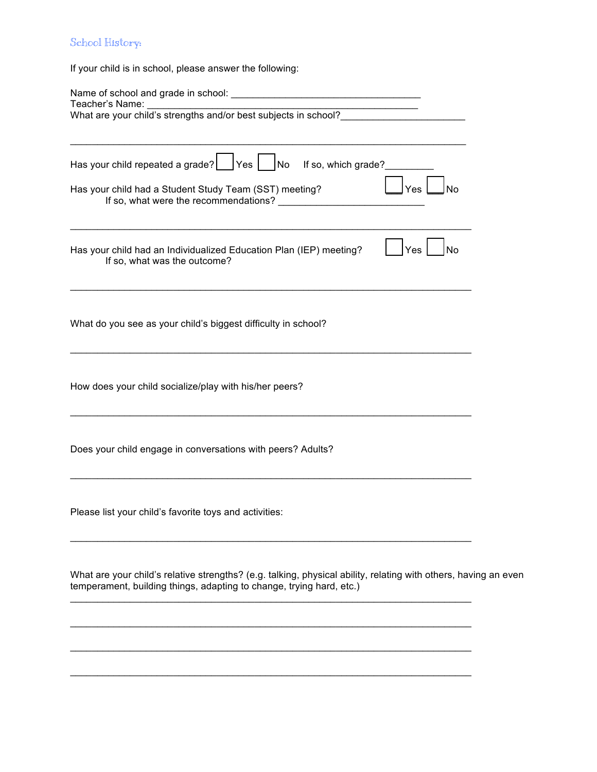## School History:

If your child is in school, please answer the following:

Name of school and grade in school: ___________________________________
Teacher's Name: ___________________________________________________
What are your child's strengths and/or best subjects in school?______________________

________________________________________________________________________

Has your child repeated a grade? ☐ Yes ☐ No If so, which grade?_________

Has your child had a Student Study Team (SST) meeting? ☐ Yes ☐ No
If so, what were the recommendations? ___________________________

________________________________________________________________________

Has your child had an Individualized Education Plan (IEP) meeting? ☐ Yes ☐ No
If so, what was the outcome?

________________________________________________________________________

What do you see as your child's biggest difficulty in school?

________________________________________________________________________

How does your child socialize/play with his/her peers?

________________________________________________________________________

Does your child engage in conversations with peers? Adults?

________________________________________________________________________

Please list your child's favorite toys and activities:

________________________________________________________________________

What are your child's relative strengths? (e.g. talking, physical ability, relating with others, having an even temperament, building things, adapting to change, trying hard, etc.)

________________________________________________________________________

________________________________________________________________________

________________________________________________________________________

________________________________________________________________________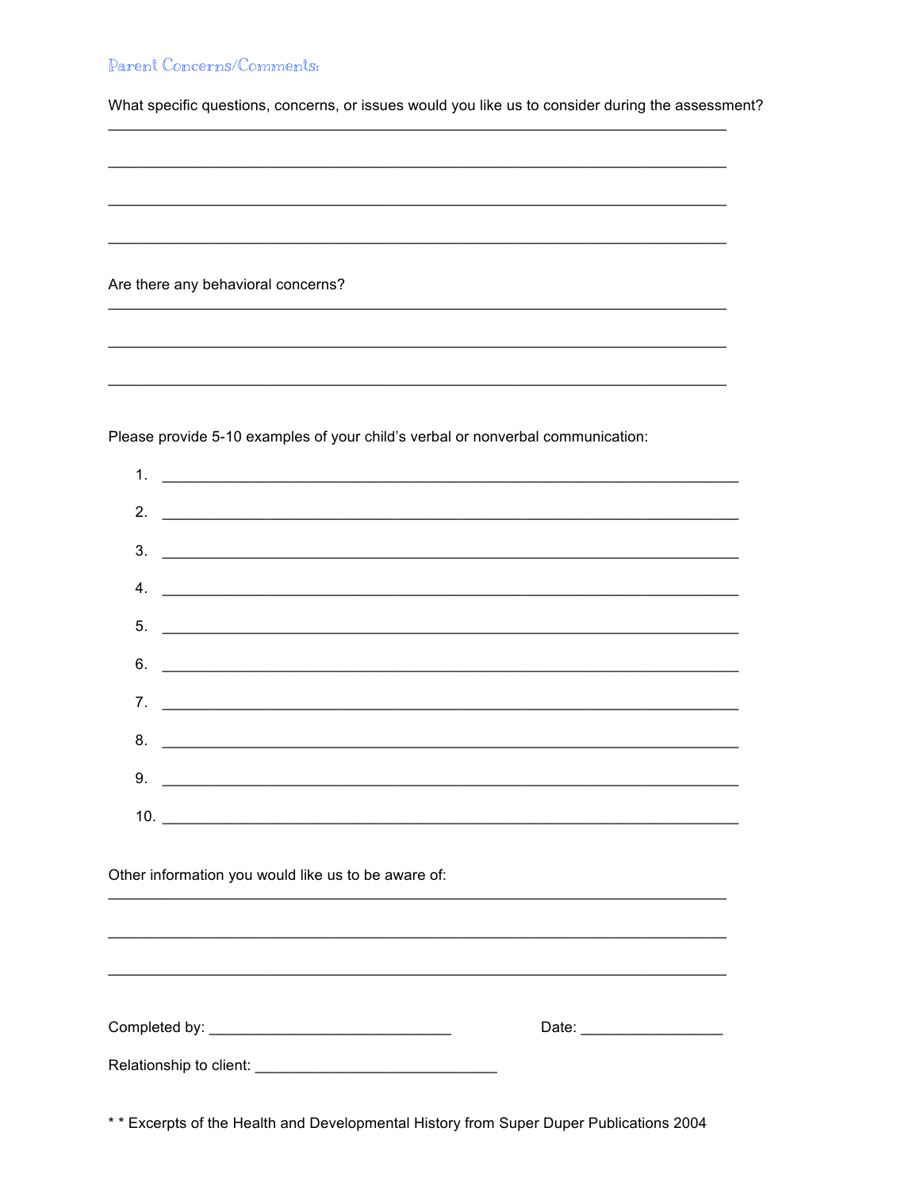## Parent Concerns/Comments:

What specific questions, concerns, or issues would you like us to consider during the assessment?

______________________________________________________________________________

______________________________________________________________________________

______________________________________________________________________________

______________________________________________________________________________

Are there any behavioral concerns?

______________________________________________________________________________

______________________________________________________________________________

______________________________________________________________________________

Please provide 5-10 examples of your child's verbal or nonverbal communication:

1. ________________________________________________________________________
2. ________________________________________________________________________
3. ________________________________________________________________________
4. ________________________________________________________________________
5. ________________________________________________________________________
6. ________________________________________________________________________
7. ________________________________________________________________________
8. ________________________________________________________________________
9. ________________________________________________________________________
10. ________________________________________________________________________

Other information you would like us to be aware of:

______________________________________________________________________________

______________________________________________________________________________

______________________________________________________________________________

Completed by: _____________________________ Date: _________________

Relationship to client: _____________________________

* * Excerpts of the Health and Developmental History from Super Duper Publications 2004